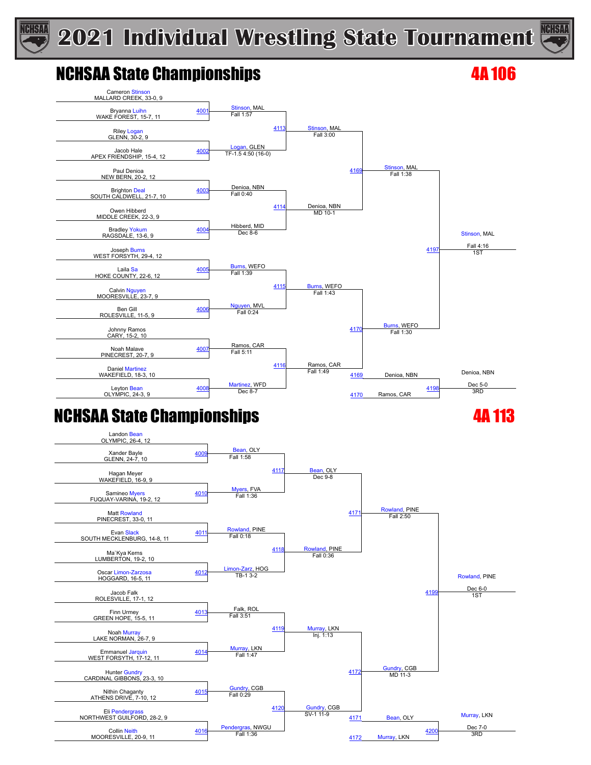# 2021 Individual Wrestling State Tournament

## NCHSAA State Championships

### 4A 106

**First Round**

Cameron Stinson, MALLARD CREEK, 33-0, 9
Bryanna Luihn, WAKE FOREST, 15-7, 11
4001 — Stinson, MAL — Fall 1:57

Riley Logan, GLENN, 30-2, 9
Jacob Hale, APEX FRIENDSHIP, 15-4, 12
4002 — Logan, GLEN — TF-1.5 4:50 (16-0)

Paul Denioa, NEW BERN, 20-2, 12
Brighton Deal, SOUTH CALDWELL, 21-7, 10
4003 — Denioa, NBN — Fall 0:40

Owen Hibberd, MIDDLE CREEK, 22-3, 9
Bradley Yokum, RAGSDALE, 13-6, 9
4004 — Hibberd, MID — Dec 8-6

Joseph Burns, WEST FORSYTH, 29-4, 12
Laila Sa, HOKE COUNTY, 22-6, 12
4005 — Burns, WEFO — Fall 1:39

Calvin Nguyen, MOORESVILLE, 23-7, 9
Ben Gill, ROLESVILLE, 11-5, 9
4006 — Nguyen, MVL — Fall 0:24

Johnny Ramos, CARY, 15-2, 10
Noah Malave, PINECREST, 20-7, 9
4007 — Ramos, CAR — Fall 5:11

Daniel Martinez, WAKEFIELD, 18-3, 10
Leyton Bean, OLYMPIC, 24-3, 9
4008 — Martinez, WFD — Dec 8-7

**Quarterfinals**

4113 — Stinson, MAL — Fall 3:00
4114 — Denioa, NBN — MD 10-1
4115 — Burns, WEFO — Fall 1:43
4116 — Ramos, CAR — Fall 1:49

**Semifinals**

4169 — Stinson, MAL — Fall 1:38
4170 — Burns, WEFO — Fall 1:30

**Final**

4197 — Stinson, MAL — Fall 4:16 — 1ST

**Third Place**

4169 Denioa, NBN
4170 Ramos, CAR
4198 — Denioa, NBN — Dec 5-0 — 3RD

## NCHSAA State Championships

### 4A 113

**First Round**

Landon Bean, OLYMPIC, 26-4, 12
Xander Bayle, GLENN, 24-7, 10
4009 — Bean, OLY — Fall 1:58

Hagan Meyer, WAKEFIELD, 16-9, 9
Samineo Myers, FUQUAY-VARINA, 19-2, 12
4010 — Myers, FVA — Fall 1:36

Matt Rowland, PINECREST, 33-0, 11
Evan Slack, SOUTH MECKLENBURG, 14-8, 11
4011 — Rowland, PINE — Fall 0:18

Ma`Kya Kerns, LUMBERTON, 19-2, 10
Oscar Limon-Zarzosa, HOGGARD, 16-5, 11
4012 — Limon-Zarz, HOG — TB-1 3-2

Jacob Falk, ROLESVILLE, 17-1, 12
Finn Urmey, GREEN HOPE, 15-5, 11
4013 — Falk, ROL — Fall 3:51

Noah Murray, LAKE NORMAN, 26-7, 9
Emmanuel Jarquin, WEST FORSYTH, 17-12, 11
4014 — Murray, LKN — Fall 1:47

Hunter Gundry, CARDINAL GIBBONS, 23-3, 10
Nithin Chaganty, ATHENS DRIVE, 7-10, 12
4015 — Gundry, CGB — Fall 0:29

Eli Pendergrass, NORTHWEST GUILFORD, 28-2, 9
Collin Neith, MOORESVILLE, 20-9, 11
4016 — Pendergras, NWGU — Fall 1:36

**Quarterfinals**

4117 — Bean, OLY — Dec 9-8
4118 — Rowland, PINE — Fall 0:36
4119 — Murray, LKN — Inj. 1:13
4120 — Gundry, CGB — SV-1 11-9

**Semifinals**

4171 — Rowland, PINE — Fall 2:50
4172 — Gundry, CGB — MD 11-3

**Final**

4199 — Rowland, PINE — Dec 6-0 — 1ST

**Third Place**

4171 Bean, OLY
4172 Murray, LKN
4200 — Murray, LKN — Dec 7-0 — 3RD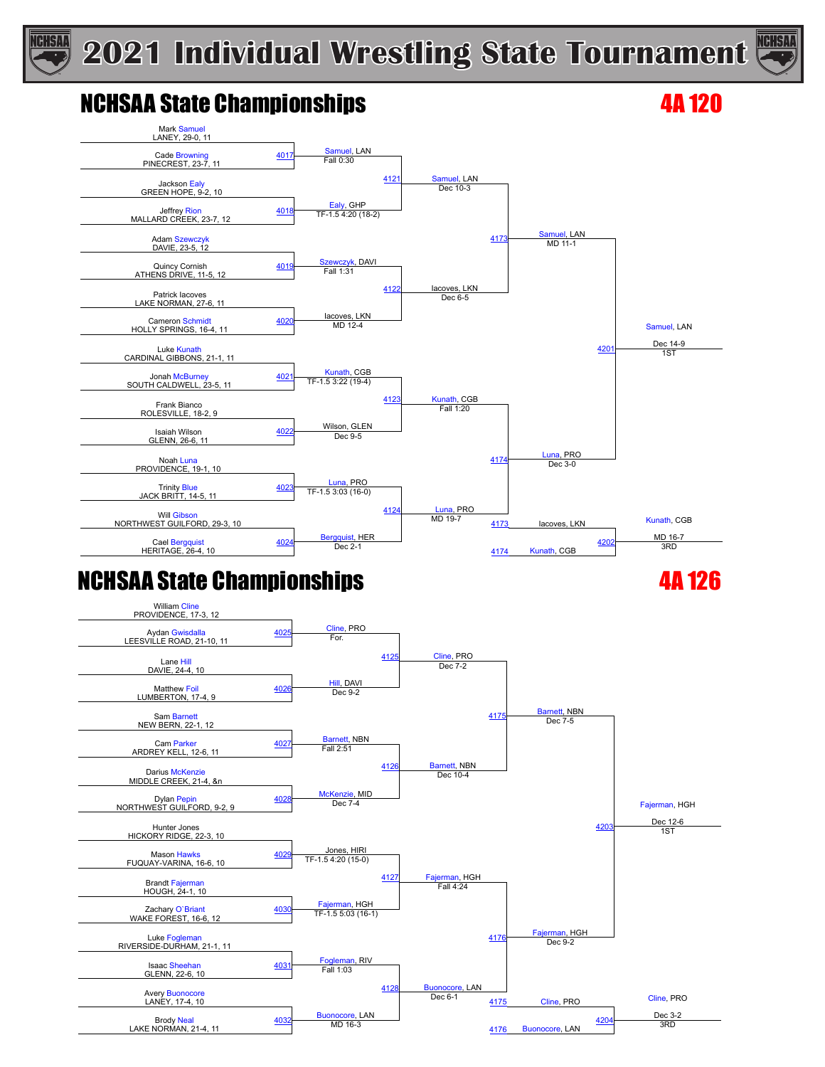# 2021 Individual Wrestling State Tournament

## NCHSAA State Championships

## 4A 120

Mark Samuel
LANEY, 29-0, 11

Cade Browning
PINECREST, 23-7, 11

4017 — Samuel, LAN
Fall 0:30

Jackson Ealy
GREEN HOPE, 9-2, 10

Jeffrey Rion
MALLARD CREEK, 23-7, 12

4018 — Ealy, GHP
TF-1.5 4:20 (18-2)

4121 — Samuel, LAN
Dec 10-3

Adam Szewczyk
DAVIE, 23-5, 12

Quincy Cornish
ATHENS DRIVE, 11-5, 12

4019 — Szewczyk, DAVI
Fall 1:31

Patrick Iacoves
LAKE NORMAN, 27-6, 11

Cameron Schmidt
HOLLY SPRINGS, 16-4, 11

4020 — Iacoves, LKN
MD 12-4

4122 — Iacoves, LKN
Dec 6-5

4173 — Samuel, LAN
MD 11-1

Luke Kunath
CARDINAL GIBBONS, 21-1, 11

Jonah McBurney
SOUTH CALDWELL, 23-5, 11

4021 — Kunath, CGB
TF-1.5 3:22 (19-4)

Frank Bianco
ROLESVILLE, 18-2, 9

Isaiah Wilson
GLENN, 26-6, 11

4022 — Wilson, GLEN
Dec 9-5

4123 — Kunath, CGB
Fall 1:20

Noah Luna
PROVIDENCE, 19-1, 10

Trinity Blue
JACK BRITT, 14-5, 11

4023 — Luna, PRO
TF-1.5 3:03 (16-0)

Will Gibson
NORTHWEST GUILFORD, 29-3, 10

Cael Bergquist
HERITAGE, 26-4, 10

4024 — Bergquist, HER
Dec 2-1

4124 — Luna, PRO
MD 19-7

4174 — Luna, PRO
Dec 3-0

4201 — Samuel, LAN
Dec 14-9
1ST

4173 — Iacoves, LKN
4174 — Kunath, CGB

4202 — Kunath, CGB
MD 16-7
3RD

## NCHSAA State Championships

## 4A 126

William Cline
PROVIDENCE, 17-3, 12

Aydan Gwisdalla
LEESVILLE ROAD, 21-10, 11

4025 — Cline, PRO
For.

Lane Hill
DAVIE, 24-4, 10

Matthew Foil
LUMBERTON, 17-4, 9

4026 — Hill, DAVI
Dec 9-2

4125 — Cline, PRO
Dec 7-2

Sam Barnett
NEW BERN, 22-1, 12

Cam Parker
ARDREY KELL, 12-6, 11

4027 — Barnett, NBN
Fall 2:51

Darius McKenzie
MIDDLE CREEK, 21-4, &n

Dylan Pepin
NORTHWEST GUILFORD, 9-2, 9

4028 — McKenzie, MID
Dec 7-4

4126 — Barnett, NBN
Dec 10-4

4175 — Barnett, NBN
Dec 7-5

Hunter Jones
HICKORY RIDGE, 22-3, 10

Mason Hawks
FUQUAY-VARINA, 16-6, 10

4029 — Jones, HIRI
TF-1.5 4:20 (15-0)

Brandt Fajerman
HOUGH, 24-1, 10

Zachary O`Briant
WAKE FOREST, 16-6, 12

4030 — Fajerman, HGH
TF-1.5 5:03 (16-1)

4127 — Fajerman, HGH
Fall 4:24

Luke Fogleman
RIVERSIDE-DURHAM, 21-1, 11

Isaac Sheehan
GLENN, 22-6, 10

4031 — Fogleman, RIV
Fall 1:03

Avery Buonocore
LANEY, 17-4, 10

Brody Neal
LAKE NORMAN, 21-4, 11

4032 — Buonocore, LAN
MD 16-3

4128 — Buonocore, LAN
Dec 6-1

4176 — Fajerman, HGH
Dec 9-2

4203 — Fajerman, HGH
Dec 12-6
1ST

4175 — Cline, PRO
4176 — Buonocore, LAN

4204 — Cline, PRO
Dec 3-2
3RD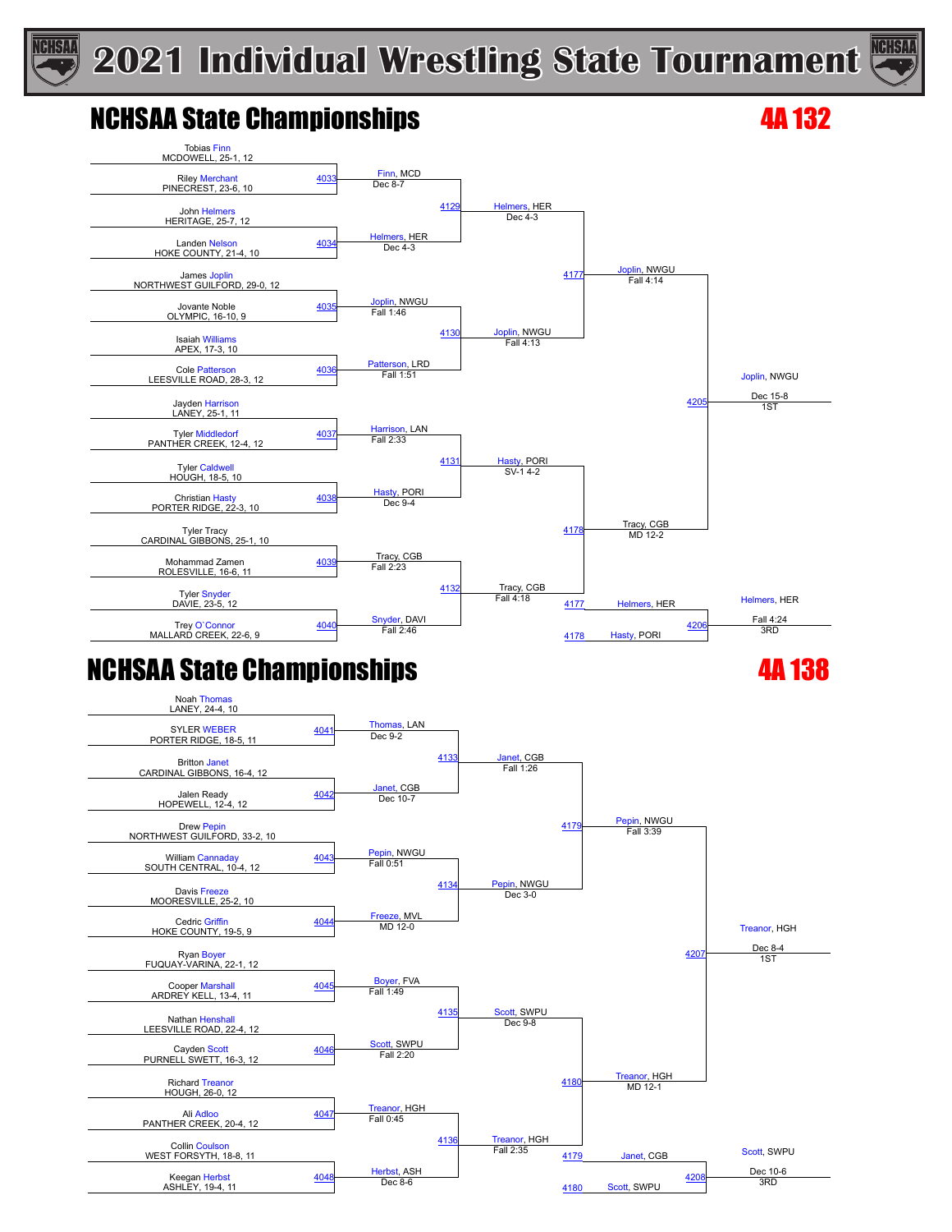# 2021 Individual Wrestling State Tournament

## NCHSAA State Championships

**4A 132**

Tobias Finn
MCDOWELL, 25-1, 12

Riley Merchant
PINECREST, 23-6, 10

4033 Finn, MCD
Dec 8-7

John Helmers
HERITAGE, 25-7, 12

Landen Nelson
HOKE COUNTY, 21-4, 10

4034 Helmers, HER
Dec 4-3

4129 Helmers, HER
Dec 4-3

James Joplin
NORTHWEST GUILFORD, 29-0, 12

Jovante Noble
OLYMPIC, 16-10, 9

4035 Joplin, NWGU
Fall 1:46

Isaiah Williams
APEX, 17-3, 10

Cole Patterson
LEESVILLE ROAD, 28-3, 12

4036 Patterson, LRD
Fall 1:51

4130 Joplin, NWGU
Fall 4:13

4177 Joplin, NWGU
Fall 4:14

Jayden Harrison
LANEY, 25-1, 11

Tyler Middledorf
PANTHER CREEK, 12-4, 12

4037 Harrison, LAN
Fall 2:33

Tyler Caldwell
HOUGH, 18-5, 10

Christian Hasty
PORTER RIDGE, 22-3, 10

4038 Hasty, PORI
Dec 9-4

4131 Hasty, PORI
SV-1 4-2

Tyler Tracy
CARDINAL GIBBONS, 25-1, 10

Mohammad Zamen
ROLESVILLE, 16-6, 11

4039 Tracy, CGB
Fall 2:23

Tyler Snyder
DAVIE, 23-5, 12

Trey O`Connor
MALLARD CREEK, 22-6, 9

4040 Snyder, DAVI
Fall 2:46

4132 Tracy, CGB
Fall 4:18

4178 Tracy, CGB
MD 12-2

4205 Joplin, NWGU
Dec 15-8
1ST

4177 Helmers, HER
4178 Hasty, PORI

4206 Helmers, HER
Fall 4:24
3RD

## NCHSAA State Championships

**4A 138**

Noah Thomas
LANEY, 24-4, 10

SYLER WEBER
PORTER RIDGE, 18-5, 11

4041 Thomas, LAN
Dec 9-2

Britton Janet
CARDINAL GIBBONS, 16-4, 12

Jalen Ready
HOPEWELL, 12-4, 12

4042 Janet, CGB
Dec 10-7

4133 Janet, CGB
Fall 1:26

Drew Pepin
NORTHWEST GUILFORD, 33-2, 10

William Cannaday
SOUTH CENTRAL, 10-4, 12

4043 Pepin, NWGU
Fall 0:51

Davis Freeze
MOORESVILLE, 25-2, 10

Cedric Griffin
HOKE COUNTY, 19-5, 9

4044 Freeze, MVL
MD 12-0

4134 Pepin, NWGU
Dec 3-0

4179 Pepin, NWGU
Fall 3:39

Ryan Boyer
FUQUAY-VARINA, 22-1, 12

Cooper Marshall
ARDREY KELL, 13-4, 11

4045 Boyer, FVA
Fall 1:49

Nathan Henshall
LEESVILLE ROAD, 22-4, 12

Cayden Scott
PURNELL SWETT, 16-3, 12

4046 Scott, SWPU
Fall 2:20

4135 Scott, SWPU
Dec 9-8

Richard Treanor
HOUGH, 26-0, 12

Ali Adloo
PANTHER CREEK, 20-4, 12

4047 Treanor, HGH
Fall 0:45

Collin Coulson
WEST FORSYTH, 18-8, 11

Keegan Herbst
ASHLEY, 19-4, 11

4048 Herbst, ASH
Dec 8-6

4136 Treanor, HGH
Fall 2:35

4180 Treanor, HGH
MD 12-1

4207 Treanor, HGH
Dec 8-4
1ST

4179 Janet, CGB
4180 Scott, SWPU

4208 Scott, SWPU
Dec 10-6
3RD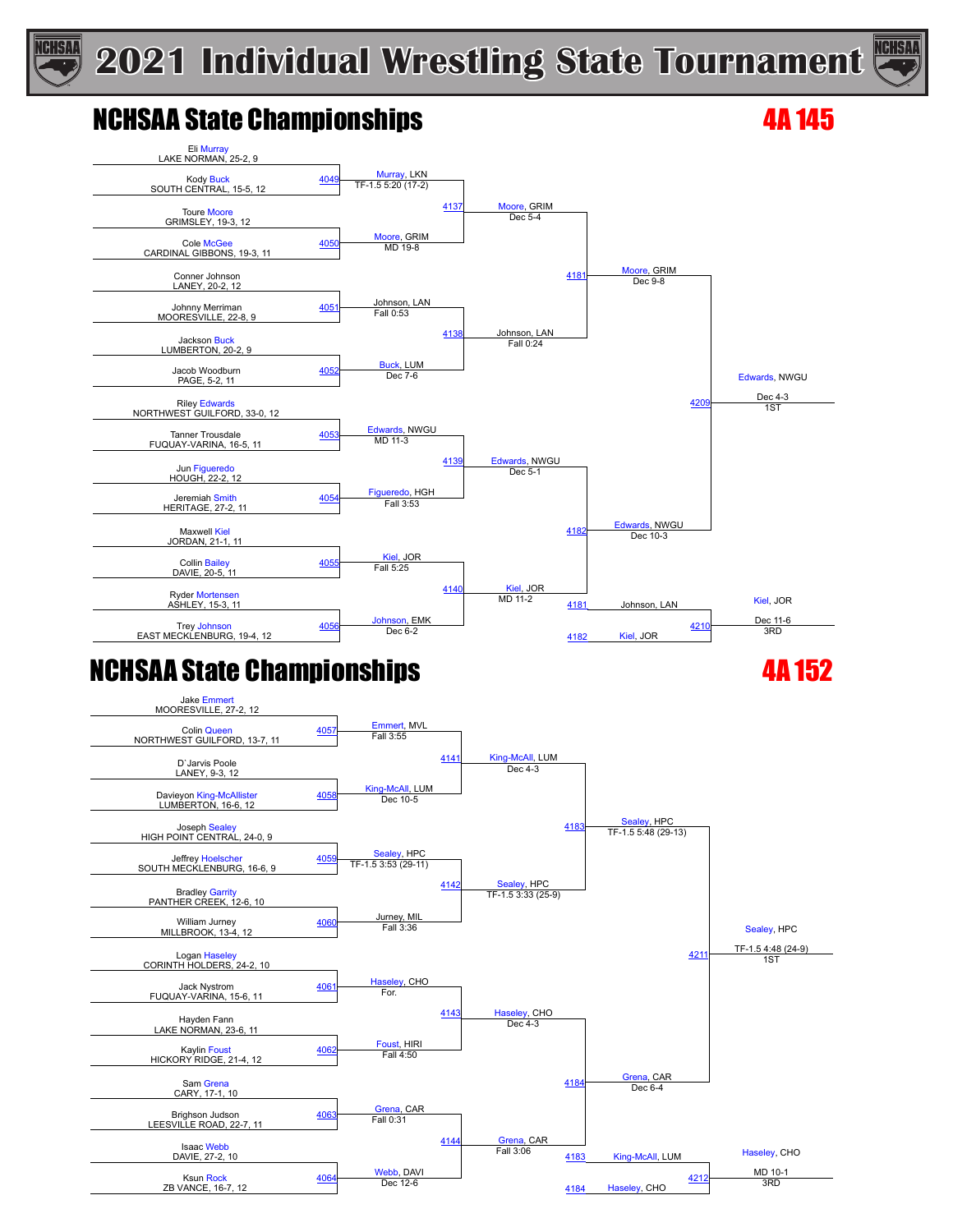# 2021 Individual Wrestling State Tournament

## NCHSAA State Championships — 4A 145

**First Round**

- Eli Murray, LAKE NORMAN, 25-2, 9 vs Kody Buck, SOUTH CENTRAL, 15-5, 12 — 4049: Murray, LKN, TF-1.5 5:20 (17-2)
- Toure Moore, GRIMSLEY, 19-3, 12 vs Cole McGee, CARDINAL GIBBONS, 19-3, 11 — 4050: Moore, GRIM, MD 19-8
- Conner Johnson, LANEY, 20-2, 12 vs Johnny Merriman, MOORESVILLE, 22-8, 9 — 4051: Johnson, LAN, Fall 0:53
- Jackson Buck, LUMBERTON, 20-2, 9 vs Jacob Woodburn, PAGE, 5-2, 11 — 4052: Buck, LUM, Dec 7-6
- Riley Edwards, NORTHWEST GUILFORD, 33-0, 12 vs Tanner Trousdale, FUQUAY-VARINA, 16-5, 11 — 4053: Edwards, NWGU, MD 11-3
- Jun Figueredo, HOUGH, 22-2, 12 vs Jeremiah Smith, HERITAGE, 27-2, 11 — 4054: Figueredo, HGH, Fall 3:53
- Maxwell Kiel, JORDAN, 21-1, 11 vs Collin Bailey, DAVIE, 20-5, 11 — 4055: Kiel, JOR, Fall 5:25
- Ryder Mortensen, ASHLEY, 15-3, 11 vs Trey Johnson, EAST MECKLENBURG, 19-4, 12 — 4056: Johnson, EMK, Dec 6-2

**Quarterfinals**

- 4137: Moore, GRIM, Dec 5-4
- 4138: Johnson, LAN, Fall 0:24
- 4139: Edwards, NWGU, Dec 5-1
- 4140: Kiel, JOR, MD 11-2

**Semifinals**

- 4181: Moore, GRIM, Dec 9-8
- 4182: Edwards, NWGU, Dec 10-3

**Final**

- 4209: Edwards, NWGU, Dec 4-3 — 1ST

**3rd Place**

- 4181 Johnson, LAN vs 4182 Kiel, JOR — 4210: Kiel, JOR, Dec 11-6 — 3RD

## NCHSAA State Championships — 4A 152

**First Round**

- Jake Emmert, MOORESVILLE, 27-2, 12 vs Colin Queen, NORTHWEST GUILFORD, 13-7, 11 — 4057: Emmert, MVL, Fall 3:55
- D`Jarvis Poole, LANEY, 9-3, 12 vs Davieyon King-McAllister, LUMBERTON, 16-6, 12 — 4058: King-McAll, LUM, Dec 10-5
- Joseph Sealey, HIGH POINT CENTRAL, 24-0, 9 vs Jeffrey Hoelscher, SOUTH MECKLENBURG, 16-6, 9 — 4059: Sealey, HPC, TF-1.5 3:53 (29-11)
- Bradley Garrity, PANTHER CREEK, 12-6, 10 vs William Jurney, MILLBROOK, 13-4, 12 — 4060: Jurney, MIL, Fall 3:36
- Logan Haseley, CORINTH HOLDERS, 24-2, 10 vs Jack Nystrom, FUQUAY-VARINA, 15-6, 11 — 4061: Haseley, CHO, For.
- Hayden Fann, LAKE NORMAN, 23-6, 11 vs Kaylin Foust, HICKORY RIDGE, 21-4, 12 — 4062: Foust, HIRI, Fall 4:50
- Sam Grena, CARY, 17-1, 10 vs Brighson Judson, LEESVILLE ROAD, 22-7, 11 — 4063: Grena, CAR, Fall 0:31
- Isaac Webb, DAVIE, 27-2, 10 vs Ksun Rock, ZB VANCE, 16-7, 12 — 4064: Webb, DAVI, Dec 12-6

**Quarterfinals**

- 4141: King-McAll, LUM, Dec 4-3
- 4142: Sealey, HPC, TF-1.5 3:33 (25-9)
- 4143: Haseley, CHO, Dec 4-3
- 4144: Grena, CAR, Fall 3:06

**Semifinals**

- 4183: Sealey, HPC, TF-1.5 5:48 (29-13)
- 4184: Grena, CAR, Dec 6-4

**Final**

- 4211: Sealey, HPC, TF-1.5 4:48 (24-9) — 1ST

**3rd Place**

- 4183 King-McAll, LUM vs 4184 Haseley, CHO — 4212: Haseley, CHO, MD 10-1 — 3RD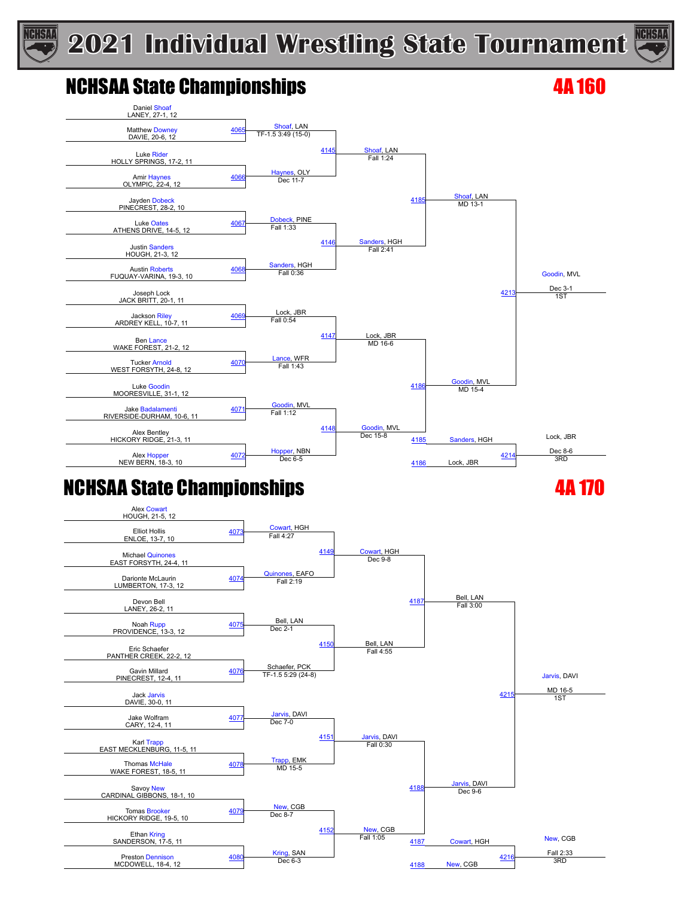# 2021 Individual Wrestling State Tournament

## NCHSAA State Championships

### 4A 160

**First Round**

- Daniel Shoaf, LANEY, 27-1, 12 vs. Matthew Downey, DAVIE, 20-6, 12 — 4065 — Shoaf, LAN, TF-1.5 3:49 (15-0)
- Luke Rider, HOLLY SPRINGS, 17-2, 11 vs. Amir Haynes, OLYMPIC, 22-4, 12 — 4066 — Haynes, OLY, Dec 11-7
- Jayden Dobeck, PINECREST, 28-2, 10 vs. Luke Oates, ATHENS DRIVE, 14-5, 12 — 4067 — Dobeck, PINE, Fall 1:33
- Justin Sanders, HOUGH, 21-3, 12 vs. Austin Roberts, FUQUAY-VARINA, 19-3, 10 — 4068 — Sanders, HGH, Fall 0:36
- Joseph Lock, JACK BRITT, 20-1, 11 vs. Jackson Riley, ARDREY KELL, 10-7, 11 — 4069 — Lock, JBR, Fall 0:54
- Ben Lance, WAKE FOREST, 21-2, 12 vs. Tucker Arnold, WEST FORSYTH, 24-8, 12 — 4070 — Lance, WFR, Fall 1:43
- Luke Goodin, MOORESVILLE, 31-1, 12 vs. Jake Badalamenti, RIVERSIDE-DURHAM, 10-6, 11 — 4071 — Goodin, MVL, Fall 1:12
- Alex Bentley, HICKORY RIDGE, 21-3, 11 vs. Alex Hopper, NEW BERN, 18-3, 10 — 4072 — Hopper, NBN, Dec 6-5

**Quarterfinals**

- 4145 — Shoaf, LAN, Fall 1:24
- 4146 — Sanders, HGH, Fall 2:41
- 4147 — Lock, JBR, MD 16-6
- 4148 — Goodin, MVL, Dec 15-8

**Semifinals**

- 4185 — Shoaf, LAN, MD 13-1
- 4186 — Goodin, MVL, MD 15-4

**Final**

- 4213 — Goodin, MVL, Dec 3-1, 1ST

**3rd Place**

- 4214 — Sanders, HGH (4185) vs. Lock, JBR (4186) — Lock, JBR, Dec 8-6, 3RD

## NCHSAA State Championships

### 4A 170

**First Round**

- Alex Cowart, HOUGH, 21-5, 12 vs. Elliot Hollis, ENLOE, 13-7, 10 — 4073 — Cowart, HGH, Fall 4:27
- Michael Quinones, EAST FORSYTH, 24-4, 11 vs. Darionte McLaurin, LUMBERTON, 17-3, 12 — 4074 — Quinones, EAFO, Fall 2:19
- Devon Bell, LANEY, 26-2, 11 vs. Noah Rupp, PROVIDENCE, 13-3, 12 — 4075 — Bell, LAN, Dec 2-1
- Eric Schaefer, PANTHER CREEK, 22-2, 12 vs. Gavin Millard, PINECREST, 12-4, 11 — 4076 — Schaefer, PCK, TF-1.5 5:29 (24-8)
- Jack Jarvis, DAVIE, 30-0, 11 vs. Jake Wolfram, CARY, 12-4, 11 — 4077 — Jarvis, DAVI, Dec 7-0
- Karl Trapp, EAST MECKLENBURG, 11-5, 11 vs. Thomas McHale, WAKE FOREST, 18-5, 11 — 4078 — Trapp, EMK, MD 15-5
- Savoy New, CARDINAL GIBBONS, 18-1, 10 vs. Tomas Brooker, HICKORY RIDGE, 19-5, 10 — 4079 — New, CGB, Dec 8-7
- Ethan Kring, SANDERSON, 17-5, 11 vs. Preston Dennison, MCDOWELL, 18-4, 12 — 4080 — Kring, SAN, Dec 6-3

**Quarterfinals**

- 4149 — Cowart, HGH, Dec 9-8
- 4150 — Bell, LAN, Fall 4:55
- 4151 — Jarvis, DAVI, Fall 0:30
- 4152 — New, CGB, Fall 1:05

**Semifinals**

- 4187 — Bell, LAN, Fall 3:00
- 4188 — Jarvis, DAVI, Dec 9-6

**Final**

- 4215 — Jarvis, DAVI, MD 16-5, 1ST

**3rd Place**

- 4216 — Cowart, HGH (4187) vs. New, CGB (4188) — New, CGB, Fall 2:33, 3RD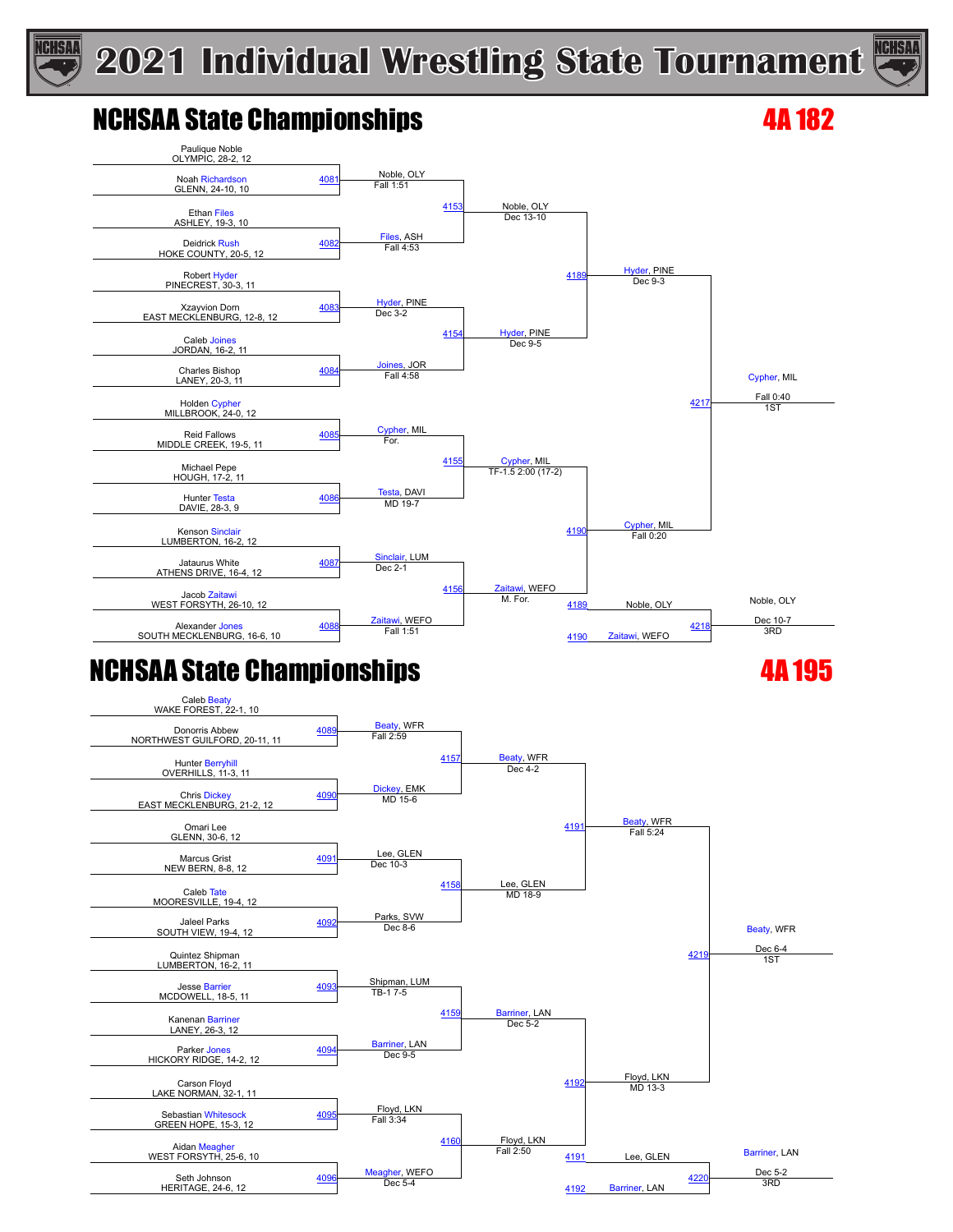# 2021 Individual Wrestling State Tournament

## NCHSAA State Championships

### 4A 182

**First Round**

Paulique Noble, OLYMPIC, 28-2, 12
Noah Richardson, GLENN, 24-10, 10 — 4081 — Noble, OLY, Fall 1:51

Ethan Files, ASHLEY, 19-3, 10
Deidrick Rush, HOKE COUNTY, 20-5, 12 — 4082 — Files, ASH, Fall 4:53

Robert Hyder, PINECREST, 30-3, 11
Xzayvion Dorn, EAST MECKLENBURG, 12-8, 12 — 4083 — Hyder, PINE, Dec 3-2

Caleb Joines, JORDAN, 16-2, 11
Charles Bishop, LANEY, 20-3, 11 — 4084 — Joines, JOR, Fall 4:58

Holden Cypher, MILLBROOK, 24-0, 12
Reid Fallows, MIDDLE CREEK, 19-5, 11 — 4085 — Cypher, MIL, For.

Michael Pepe, HOUGH, 17-2, 11
Hunter Testa, DAVIE, 28-3, 9 — 4086 — Testa, DAVI, MD 19-7

Kenson Sinclair, LUMBERTON, 16-2, 12
Jataurus White, ATHENS DRIVE, 16-4, 12 — 4087 — Sinclair, LUM, Dec 2-1

Jacob Zaitawi, WEST FORSYTH, 26-10, 12
Alexander Jones, SOUTH MECKLENBURG, 16-6, 10 — 4088 — Zaitawi, WEFO, Fall 1:51

**Quarterfinals**

4153 — Noble, OLY, Dec 13-10
4154 — Hyder, PINE, Dec 9-5
4155 — Cypher, MIL, TF-1.5 2:00 (17-2)
4156 — Zaitawi, WEFO, M. For.

**Semifinals**

4189 — Hyder, PINE, Dec 9-3
4190 — Cypher, MIL, Fall 0:20

**Final**

4217 — Cypher, MIL, Fall 0:40, 1ST

**3rd Place**

4189 Noble, OLY
4190 Zaitawi, WEFO
4218 — Noble, OLY, Dec 10-7, 3RD

## NCHSAA State Championships

### 4A 195

**First Round**

Caleb Beaty, WAKE FOREST, 22-1, 10
Donorris Abbew, NORTHWEST GUILFORD, 20-11, 11 — 4089 — Beaty, WFR, Fall 2:59

Hunter Berryhill, OVERHILLS, 11-3, 11
Chris Dickey, EAST MECKLENBURG, 21-2, 12 — 4090 — Dickey, EMK, MD 15-6

Omari Lee, GLENN, 30-6, 12
Marcus Grist, NEW BERN, 8-8, 12 — 4091 — Lee, GLEN, Dec 10-3

Caleb Tate, MOORESVILLE, 19-4, 12
Jaleel Parks, SOUTH VIEW, 19-4, 12 — 4092 — Parks, SVW, Dec 8-6

Quintez Shipman, LUMBERTON, 16-2, 11
Jesse Barrier, MCDOWELL, 18-5, 11 — 4093 — Shipman, LUM, TB-1 7-5

Kanenan Barriner, LANEY, 26-3, 12
Parker Jones, HICKORY RIDGE, 14-2, 12 — 4094 — Barriner, LAN, Dec 9-5

Carson Floyd, LAKE NORMAN, 32-1, 11
Sebastian Whitesock, GREEN HOPE, 15-3, 12 — 4095 — Floyd, LKN, Fall 3:34

Aidan Meagher, WEST FORSYTH, 25-6, 10
Seth Johnson, HERITAGE, 24-6, 12 — 4096 — Meagher, WEFO, Dec 5-4

**Quarterfinals**

4157 — Beaty, WFR, Dec 4-2
4158 — Lee, GLEN, MD 18-9
4159 — Barriner, LAN, Dec 5-2
4160 — Floyd, LKN, Fall 2:50

**Semifinals**

4191 — Beaty, WFR, Fall 5:24
4192 — Floyd, LKN, MD 13-3

**Final**

4219 — Beaty, WFR, Dec 6-4, 1ST

**3rd Place**

4191 Lee, GLEN
4192 Barriner, LAN
4220 — Barriner, LAN, Dec 5-2, 3RD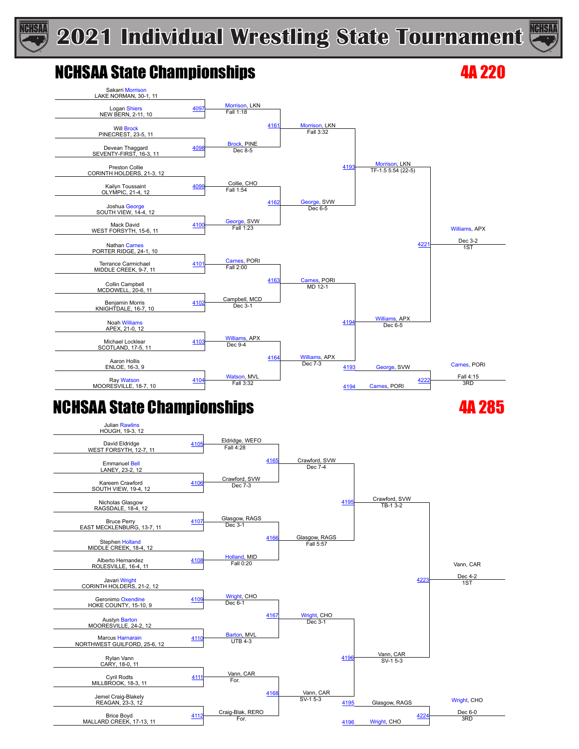# 2021 Individual Wrestling State Tournament

## NCHSAA State Championships

### 4A 220

Sakarri Morrison
LAKE NORMAN, 30-1, 11

Logan Shiers
NEW BERN, 2-11, 10

4097 — Morrison, LKN — Fall 1:18

Will Brock
PINECREST, 23-5, 11

Devean Thaggard
SEVENTY-FIRST, 16-3, 11

4098 — Brock, PINE — Dec 8-5

4161 — Morrison, LKN — Fall 3:32

Preston Collie
CORINTH HOLDERS, 21-3, 12

Kailyn Toussaint
OLYMPIC, 21-4, 12

4099 — Collie, CHO — Fall 1:54

Joshua George
SOUTH VIEW, 14-4, 12

Mack David
WEST FORSYTH, 15-6, 11

4100 — George, SVW — Fall 1:23

4162 — George, SVW — Dec 6-5

4193 — Morrison, LKN — TF-1.5 5:54 (22-5)

Nathan Carnes
PORTER RIDGE, 24-1, 10

Terrance Carmichael
MIDDLE CREEK, 9-7, 11

4101 — Carnes, PORI — Fall 2:00

Collin Campbell
MCDOWELL, 20-6, 11

Benjamin Morris
KNIGHTDALE, 16-7, 10

4102 — Campbell, MCD — Dec 3-1

4163 — Carnes, PORI — MD 12-1

Noah Williams
APEX, 21-0, 12

Michael Locklear
SCOTLAND, 17-5, 11

4103 — Williams, APX — Dec 9-4

Aaron Hollis
ENLOE, 16-3, 9

Ray Watson
MOORESVILLE, 18-7, 10

4104 — Watson, MVL — Fall 3:32

4164 — Williams, APX — Dec 7-3

4194 — Williams, APX — Dec 6-5

4221 — Williams, APX — Dec 3-2 — 1ST

4193 George, SVW
4194 Carnes, PORI

4222 — Carnes, PORI — Fall 4:15 — 3RD

## NCHSAA State Championships

### 4A 285

Julian Rawlins
HOUGH, 19-3, 12

David Eldridge
WEST FORSYTH, 12-7, 11

4105 — Eldridge, WEFO — Fall 4:28

Emmanuel Bell
LANEY, 23-2, 12

Kareem Crawford
SOUTH VIEW, 19-4, 12

4106 — Crawford, SVW — Dec 7-3

4165 — Crawford, SVW — Dec 7-4

Nicholas Glasgow
RAGSDALE, 18-4, 12

Bruce Perry
EAST MECKLENBURG, 13-7, 11

4107 — Glasgow, RAGS — Dec 3-1

Stephen Holland
MIDDLE CREEK, 18-4, 12

Alberto Hernandez
ROLESVILLE, 16-4, 11

4108 — Holland, MID — Fall 0:20

4166 — Glasgow, RAGS — Fall 5:57

4195 — Crawford, SVW — TB-1 3-2

Javari Wright
CORINTH HOLDERS, 21-2, 12

Geronimo Oxendine
HOKE COUNTY, 15-10, 9

4109 — Wright, CHO — Dec 6-1

Austyn Barton
MOORESVILLE, 24-2, 12

Marcus Harnarain
NORTHWEST GUILFORD, 25-6, 12

4110 — Barton, MVL — UTB 4-3

4167 — Wright, CHO — Dec 3-1

Rylan Vann
CARY, 18-0, 11

Cyril Rodts
MILLBROOK, 18-3, 11

4111 — Vann, CAR — For.

Jemel Craig-Blakely
REAGAN, 23-3, 12

Brice Boyd
MALLARD CREEK, 17-13, 11

4112 — Craig-Blak, RERO — For.

4168 — Vann, CAR — SV-1 5-3

4196 — Vann, CAR — SV-1 5-3

4223 — Vann, CAR — Dec 4-2 — 1ST

4195 Glasgow, RAGS
4196 Wright, CHO

4224 — Wright, CHO — Dec 6-0 — 3RD